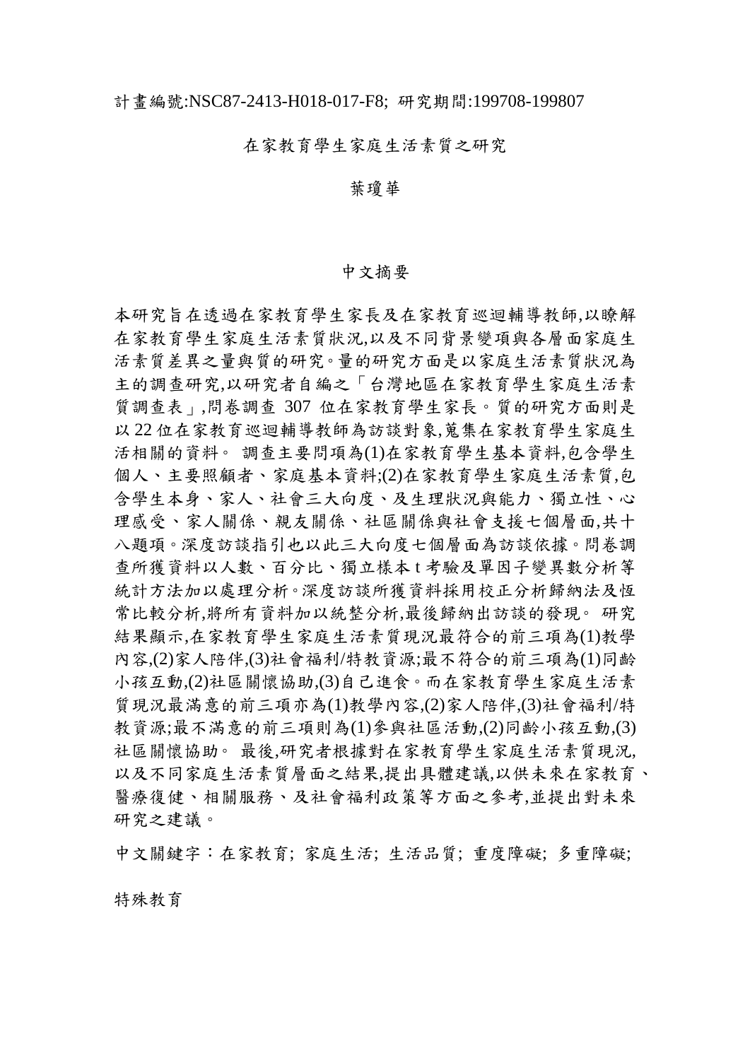計畫編號:NSC87-2413-H018-017-F8; 研究期間:199708-199807

# 在家教育學生家庭生活素質之研究

葉瓊華

## 中文摘要

本研究旨在透過在家教育學生家長及在家教育巡迴輔導教師,以瞭解在家教育學生家庭生活素質狀況,以及不同背景變項與各層面家庭生活素質差異之量與質的研究。量的研究方面是以家庭生活素質狀況為主的調查研究,以研究者自編之「台灣地區在家教育學生家庭生活素質調查表」,問卷調查 307 位在家教育學生家長。質的研究方面則是以 22 位在家教育巡迴輔導教師為訪談對象,蒐集在家教育學生家庭生活相關的資料。 調查主要問項為(1)在家教育學生基本資料,包含學生個人、主要照顧者、家庭基本資料;(2)在家教育學生家庭生活素質,包含學生本身、家人、社會三大向度、及生理狀況與能力、獨立性、心理感受、家人關係、親友關係、社區關係與社會支援七個層面,共十八題項。深度訪談指引也以此三大向度七個層面為訪談依據。問卷調查所獲資料以人數、百分比、獨立樣本 t 考驗及單因子變異數分析等統計方法加以處理分析。深度訪談所獲資料採用校正分析歸納法及恆常比較分析,將所有資料加以統整分析,最後歸納出訪談的發現。 研究結果顯示,在家教育學生家庭生活素質現況最符合的前三項為(1)教學內容,(2)家人陪伴,(3)社會福利/特教資源;最不符合的前三項為(1)同齡小孩互動,(2)社區關懷協助,(3)自己進食。而在家教育學生家庭生活素質現況最滿意的前三項亦為(1)教學內容,(2)家人陪伴,(3)社會福利/特教資源;最不滿意的前三項則為(1)參與社區活動,(2)同齡小孩互動,(3)社區關懷協助。 最後,研究者根據對在家教育學生家庭生活素質現況,以及不同家庭生活素質層面之結果,提出具體建議,以供未來在家教育、醫療復健、相關服務、及社會福利政策等方面之參考,並提出對未來研究之建議。

中文關鍵字:在家教育; 家庭生活; 生活品質; 重度障礙; 多重障礙; 特殊教育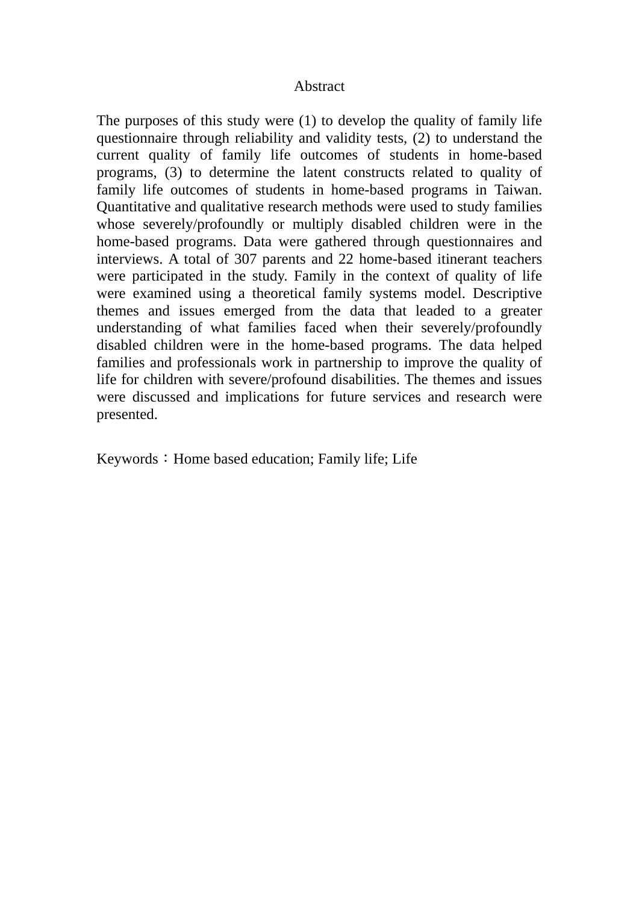# Abstract

The purposes of this study were (1) to develop the quality of family life questionnaire through reliability and validity tests, (2) to understand the current quality of family life outcomes of students in home-based programs, (3) to determine the latent constructs related to quality of family life outcomes of students in home-based programs in Taiwan. Quantitative and qualitative research methods were used to study families whose severely/profoundly or multiply disabled children were in the home-based programs. Data were gathered through questionnaires and interviews. A total of 307 parents and 22 home-based itinerant teachers were participated in the study. Family in the context of quality of life were examined using a theoretical family systems model. Descriptive themes and issues emerged from the data that leaded to a greater understanding of what families faced when their severely/profoundly disabled children were in the home-based programs. The data helped families and professionals work in partnership to improve the quality of life for children with severe/profound disabilities. The themes and issues were discussed and implications for future services and research were presented.

Keywords：Home based education; Family life; Life